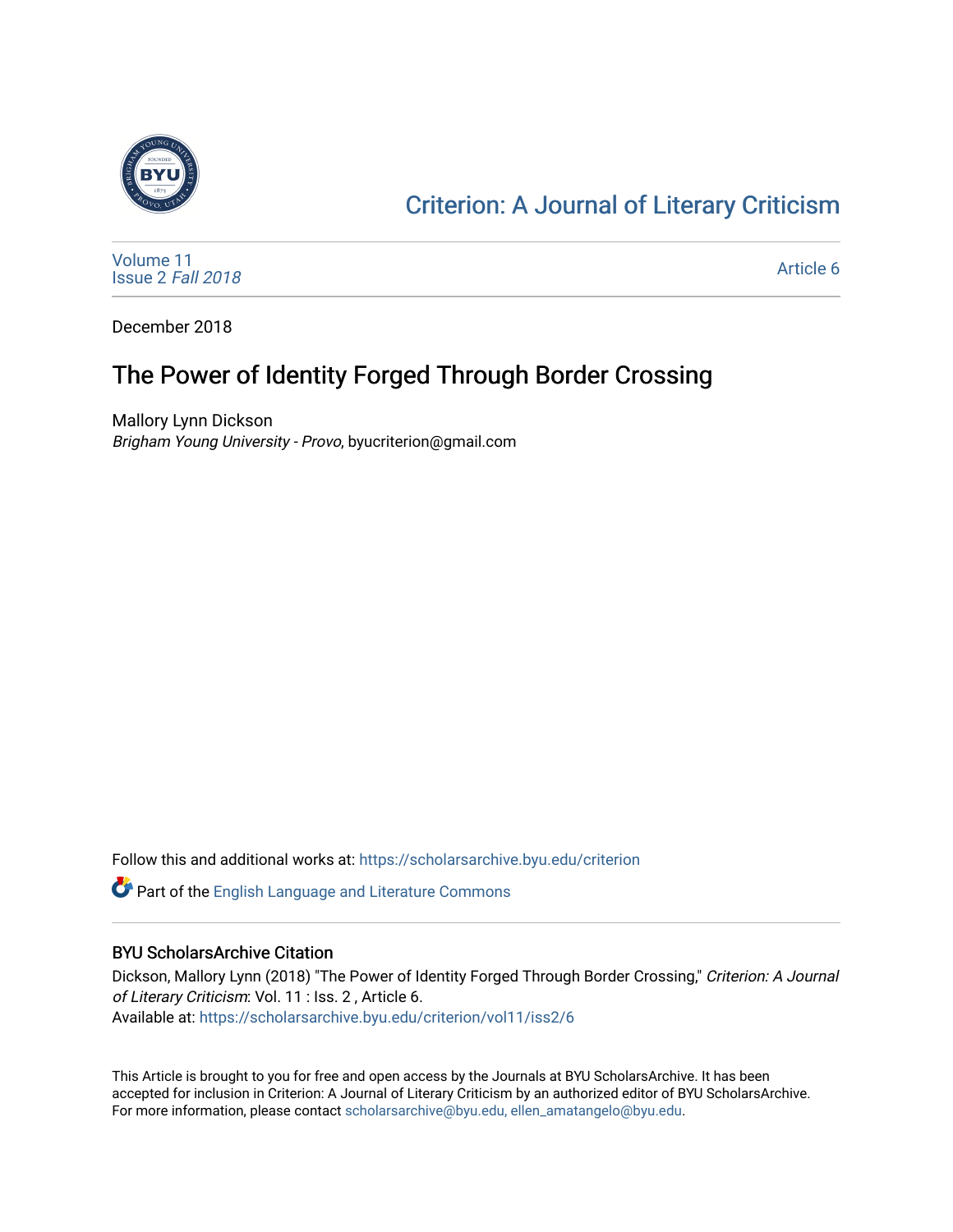# Criterion: A Journal of Literary Criticism

Volume 11
Issue 2 *Fall 2018*

Article 6

December 2018

## The Power of Identity Forged Through Border Crossing

Mallory Lynn Dickson
*Brigham Young University - Provo*, byucriterion@gmail.com

Follow this and additional works at: https://scholarsarchive.byu.edu/criterion

Part of the English Language and Literature Commons

### BYU ScholarsArchive Citation

Dickson, Mallory Lynn (2018) "The Power of Identity Forged Through Border Crossing," *Criterion: A Journal of Literary Criticism*: Vol. 11 : Iss. 2 , Article 6.
Available at: https://scholarsarchive.byu.edu/criterion/vol11/iss2/6

This Article is brought to you for free and open access by the Journals at BYU ScholarsArchive. It has been accepted for inclusion in Criterion: A Journal of Literary Criticism by an authorized editor of BYU ScholarsArchive. For more information, please contact scholarsarchive@byu.edu, ellen_amatangelo@byu.edu.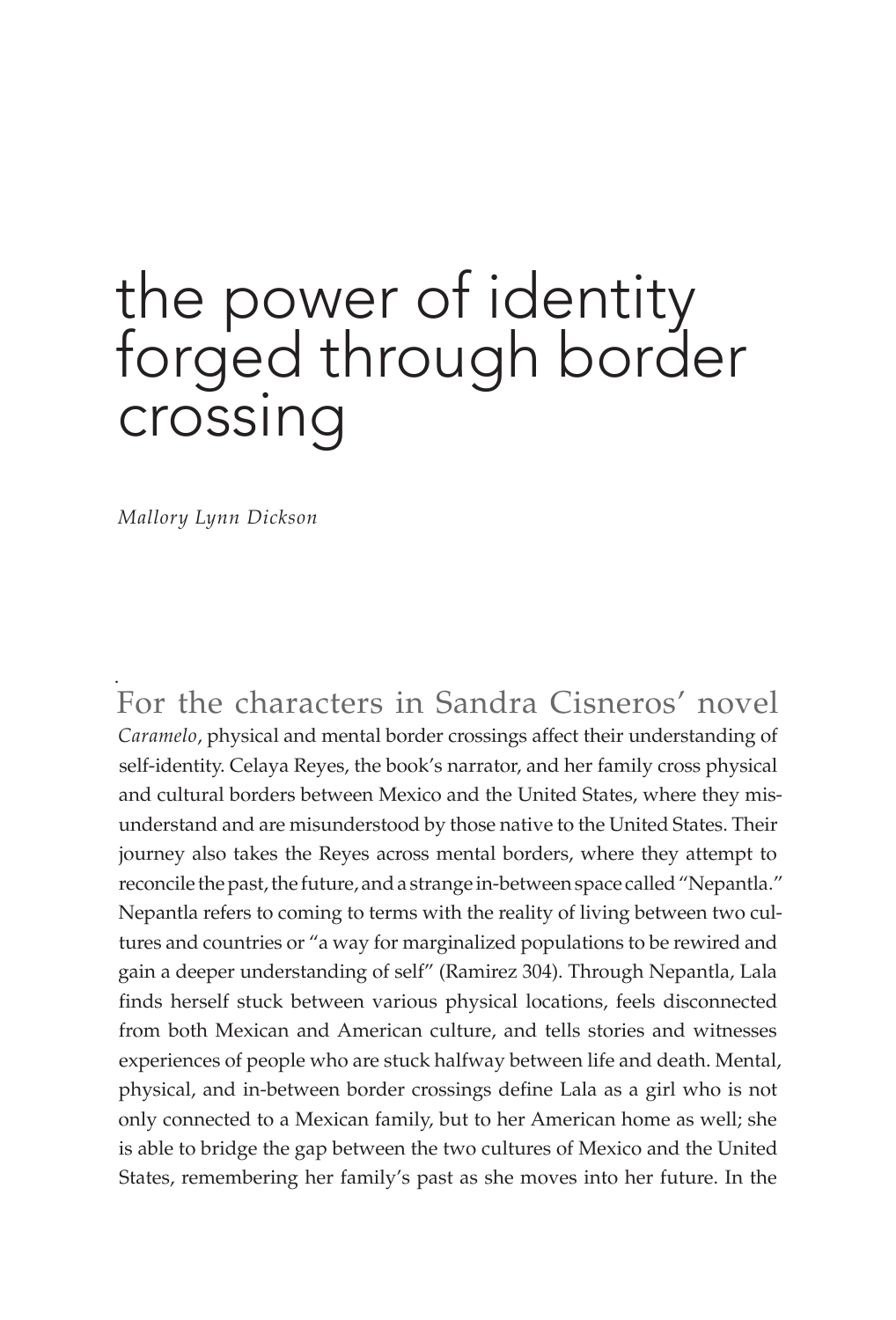# the power of identity forged through border crossing

*Mallory Lynn Dickson*

For the characters in Sandra Cisneros' novel *Caramelo*, physical and mental border crossings affect their understanding of self-identity. Celaya Reyes, the book's narrator, and her family cross physical and cultural borders between Mexico and the United States, where they misunderstand and are misunderstood by those native to the United States. Their journey also takes the Reyes across mental borders, where they attempt to reconcile the past, the future, and a strange in-between space called "Nepantla." Nepantla refers to coming to terms with the reality of living between two cultures and countries or "a way for marginalized populations to be rewired and gain a deeper understanding of self" (Ramirez 304). Through Nepantla, Lala finds herself stuck between various physical locations, feels disconnected from both Mexican and American culture, and tells stories and witnesses experiences of people who are stuck halfway between life and death. Mental, physical, and in-between border crossings define Lala as a girl who is not only connected to a Mexican family, but to her American home as well; she is able to bridge the gap between the two cultures of Mexico and the United States, remembering her family's past as she moves into her future. In the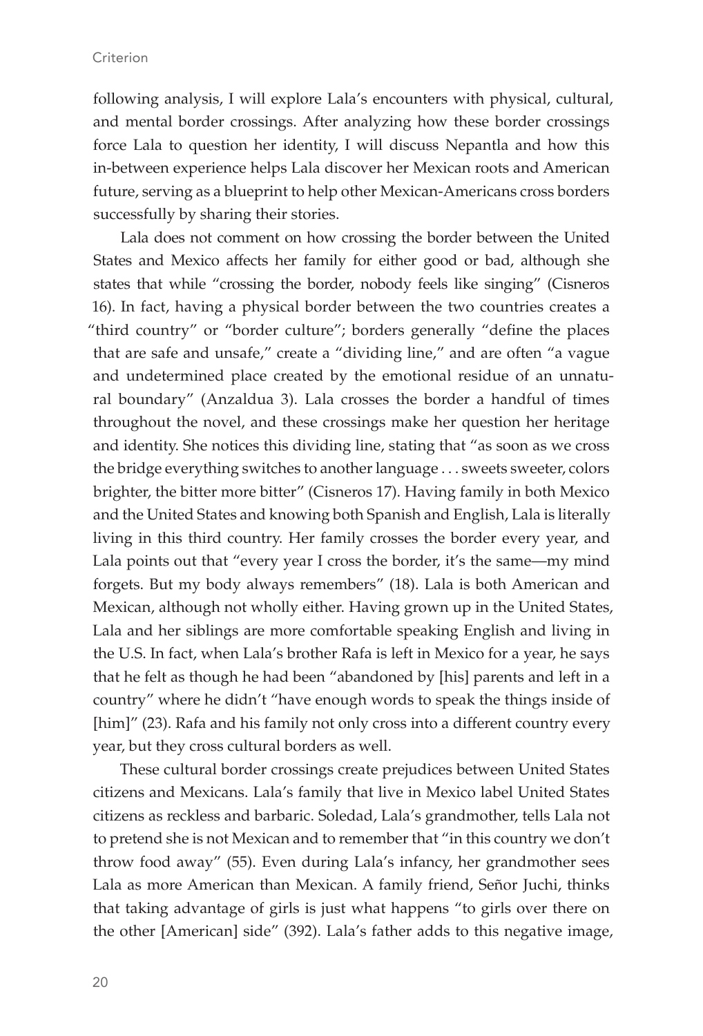following analysis, I will explore Lala's encounters with physical, cultural, and mental border crossings. After analyzing how these border crossings force Lala to question her identity, I will discuss Nepantla and how this in-between experience helps Lala discover her Mexican roots and American future, serving as a blueprint to help other Mexican-Americans cross borders successfully by sharing their stories.

Lala does not comment on how crossing the border between the United States and Mexico affects her family for either good or bad, although she states that while "crossing the border, nobody feels like singing" (Cisneros 16). In fact, having a physical border between the two countries creates a "third country" or "border culture"; borders generally "define the places that are safe and unsafe," create a "dividing line," and are often "a vague and undetermined place created by the emotional residue of an unnatural boundary" (Anzaldua 3). Lala crosses the border a handful of times throughout the novel, and these crossings make her question her heritage and identity. She notices this dividing line, stating that "as soon as we cross the bridge everything switches to another language . . . sweets sweeter, colors brighter, the bitter more bitter" (Cisneros 17). Having family in both Mexico and the United States and knowing both Spanish and English, Lala is literally living in this third country. Her family crosses the border every year, and Lala points out that "every year I cross the border, it's the same—my mind forgets. But my body always remembers" (18). Lala is both American and Mexican, although not wholly either. Having grown up in the United States, Lala and her siblings are more comfortable speaking English and living in the U.S. In fact, when Lala's brother Rafa is left in Mexico for a year, he says that he felt as though he had been "abandoned by [his] parents and left in a country" where he didn't "have enough words to speak the things inside of [him]" (23). Rafa and his family not only cross into a different country every year, but they cross cultural borders as well.

These cultural border crossings create prejudices between United States citizens and Mexicans. Lala's family that live in Mexico label United States citizens as reckless and barbaric. Soledad, Lala's grandmother, tells Lala not to pretend she is not Mexican and to remember that "in this country we don't throw food away" (55). Even during Lala's infancy, her grandmother sees Lala as more American than Mexican. A family friend, Señor Juchi, thinks that taking advantage of girls is just what happens "to girls over there on the other [American] side" (392). Lala's father adds to this negative image,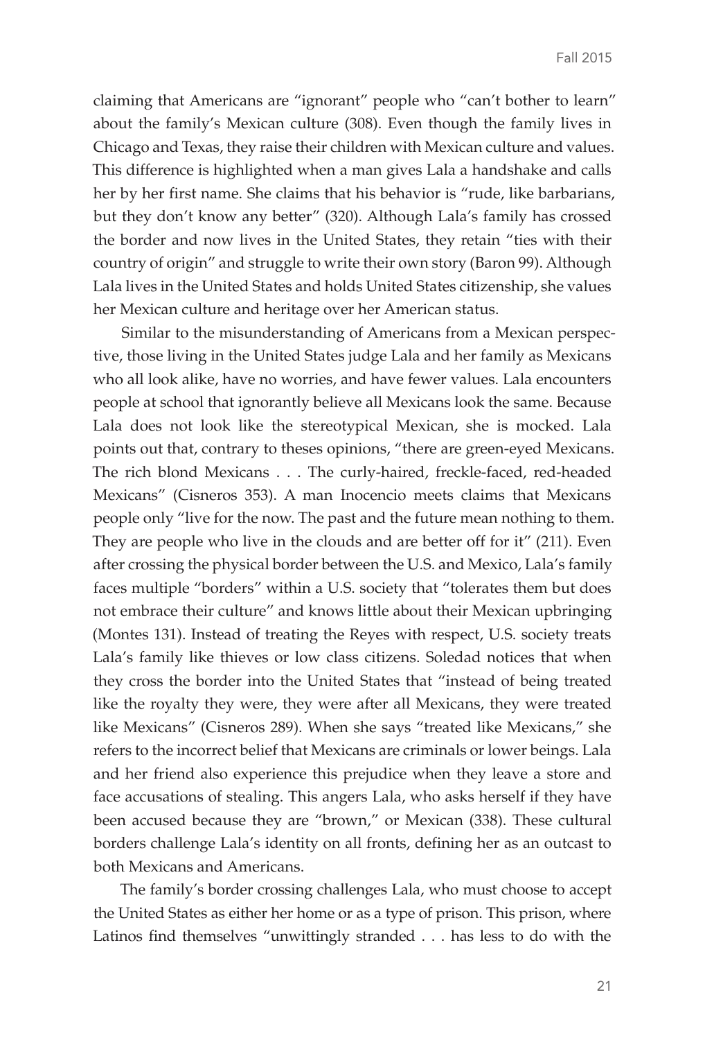claiming that Americans are "ignorant" people who "can't bother to learn" about the family's Mexican culture (308). Even though the family lives in Chicago and Texas, they raise their children with Mexican culture and values. This difference is highlighted when a man gives Lala a handshake and calls her by her first name. She claims that his behavior is "rude, like barbarians, but they don't know any better" (320). Although Lala's family has crossed the border and now lives in the United States, they retain "ties with their country of origin" and struggle to write their own story (Baron 99). Although Lala lives in the United States and holds United States citizenship, she values her Mexican culture and heritage over her American status.

Similar to the misunderstanding of Americans from a Mexican perspective, those living in the United States judge Lala and her family as Mexicans who all look alike, have no worries, and have fewer values. Lala encounters people at school that ignorantly believe all Mexicans look the same. Because Lala does not look like the stereotypical Mexican, she is mocked. Lala points out that, contrary to theses opinions, "there are green-eyed Mexicans. The rich blond Mexicans . . . The curly-haired, freckle-faced, red-headed Mexicans" (Cisneros 353). A man Inocencio meets claims that Mexicans people only "live for the now. The past and the future mean nothing to them. They are people who live in the clouds and are better off for it" (211). Even after crossing the physical border between the U.S. and Mexico, Lala's family faces multiple "borders" within a U.S. society that "tolerates them but does not embrace their culture" and knows little about their Mexican upbringing (Montes 131). Instead of treating the Reyes with respect, U.S. society treats Lala's family like thieves or low class citizens. Soledad notices that when they cross the border into the United States that "instead of being treated like the royalty they were, they were after all Mexicans, they were treated like Mexicans" (Cisneros 289). When she says "treated like Mexicans," she refers to the incorrect belief that Mexicans are criminals or lower beings. Lala and her friend also experience this prejudice when they leave a store and face accusations of stealing. This angers Lala, who asks herself if they have been accused because they are "brown," or Mexican (338). These cultural borders challenge Lala's identity on all fronts, defining her as an outcast to both Mexicans and Americans.

The family's border crossing challenges Lala, who must choose to accept the United States as either her home or as a type of prison. This prison, where Latinos find themselves "unwittingly stranded . . . has less to do with the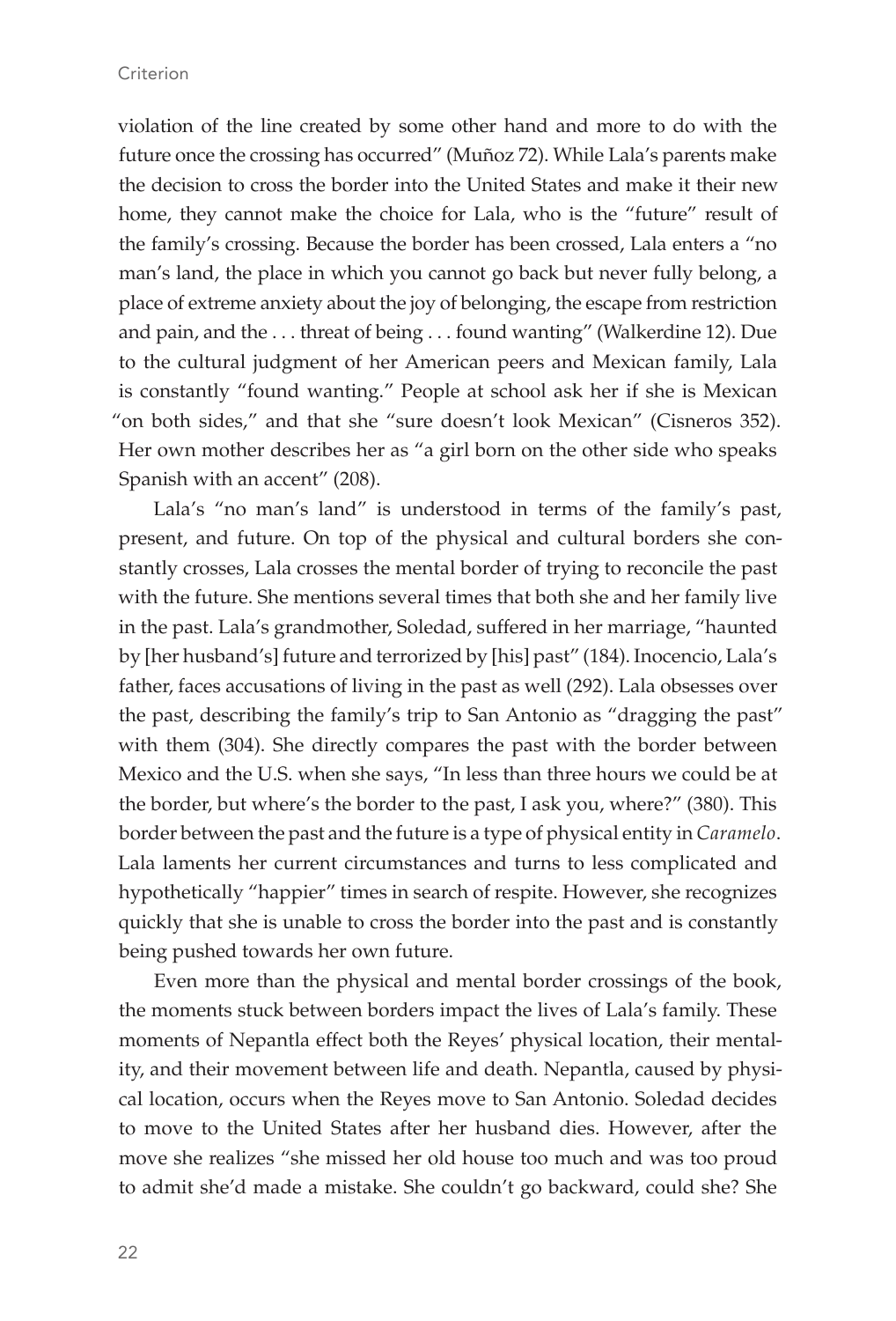violation of the line created by some other hand and more to do with the future once the crossing has occurred" (Muñoz 72). While Lala's parents make the decision to cross the border into the United States and make it their new home, they cannot make the choice for Lala, who is the "future" result of the family's crossing. Because the border has been crossed, Lala enters a "no man's land, the place in which you cannot go back but never fully belong, a place of extreme anxiety about the joy of belonging, the escape from restriction and pain, and the . . . threat of being . . . found wanting" (Walkerdine 12). Due to the cultural judgment of her American peers and Mexican family, Lala is constantly "found wanting." People at school ask her if she is Mexican "on both sides," and that she "sure doesn't look Mexican" (Cisneros 352). Her own mother describes her as "a girl born on the other side who speaks Spanish with an accent" (208).

Lala's "no man's land" is understood in terms of the family's past, present, and future. On top of the physical and cultural borders she constantly crosses, Lala crosses the mental border of trying to reconcile the past with the future. She mentions several times that both she and her family live in the past. Lala's grandmother, Soledad, suffered in her marriage, "haunted by [her husband's] future and terrorized by [his] past" (184). Inocencio, Lala's father, faces accusations of living in the past as well (292). Lala obsesses over the past, describing the family's trip to San Antonio as "dragging the past" with them (304). She directly compares the past with the border between Mexico and the U.S. when she says, "In less than three hours we could be at the border, but where's the border to the past, I ask you, where?" (380). This border between the past and the future is a type of physical entity in *Caramelo*. Lala laments her current circumstances and turns to less complicated and hypothetically "happier" times in search of respite. However, she recognizes quickly that she is unable to cross the border into the past and is constantly being pushed towards her own future.

Even more than the physical and mental border crossings of the book, the moments stuck between borders impact the lives of Lala's family. These moments of Nepantla effect both the Reyes' physical location, their mentality, and their movement between life and death. Nepantla, caused by physical location, occurs when the Reyes move to San Antonio. Soledad decides to move to the United States after her husband dies. However, after the move she realizes "she missed her old house too much and was too proud to admit she'd made a mistake. She couldn't go backward, could she? She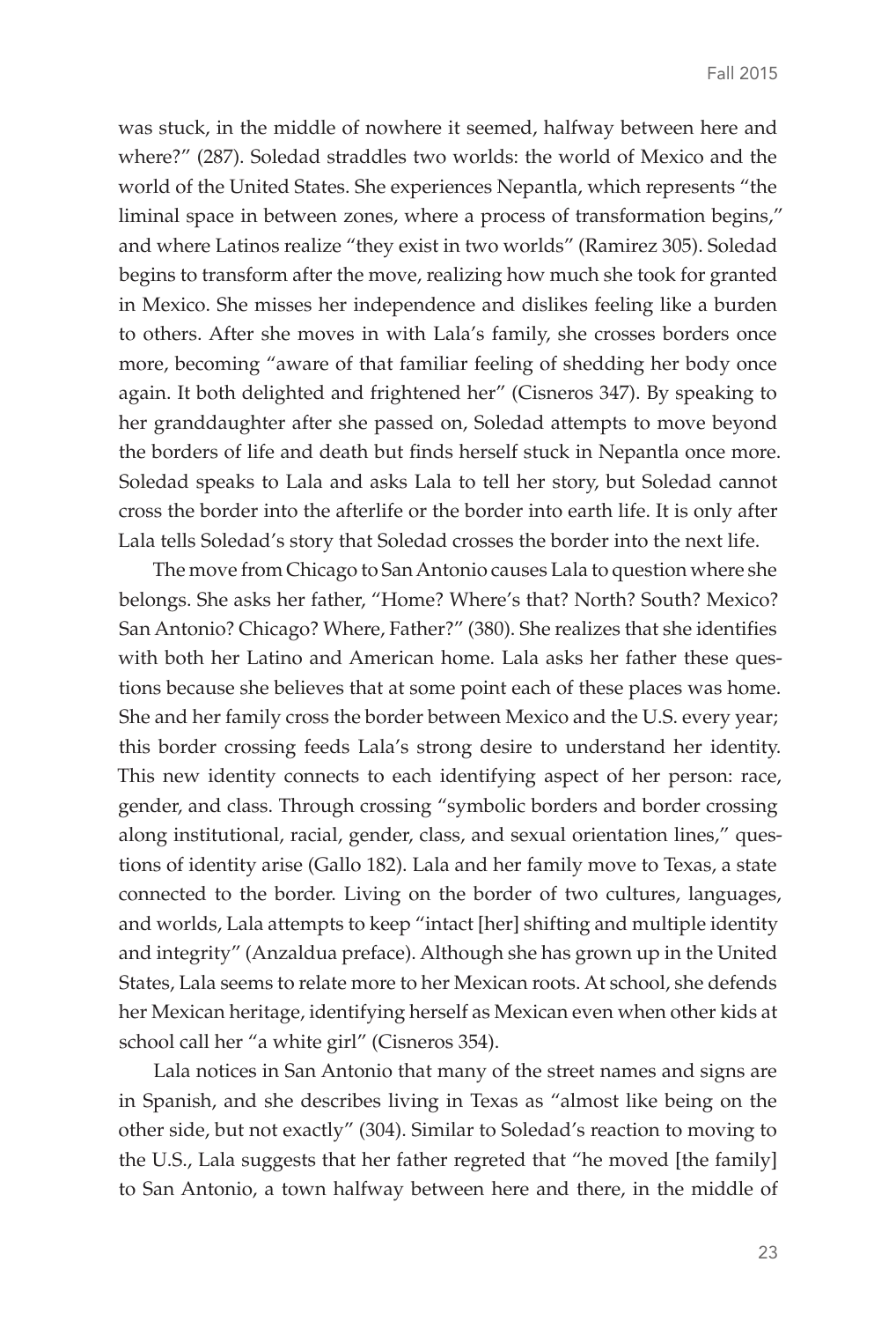was stuck, in the middle of nowhere it seemed, halfway between here and where?" (287). Soledad straddles two worlds: the world of Mexico and the world of the United States. She experiences Nepantla, which represents "the liminal space in between zones, where a process of transformation begins," and where Latinos realize "they exist in two worlds" (Ramirez 305). Soledad begins to transform after the move, realizing how much she took for granted in Mexico. She misses her independence and dislikes feeling like a burden to others. After she moves in with Lala's family, she crosses borders once more, becoming "aware of that familiar feeling of shedding her body once again. It both delighted and frightened her" (Cisneros 347). By speaking to her granddaughter after she passed on, Soledad attempts to move beyond the borders of life and death but finds herself stuck in Nepantla once more. Soledad speaks to Lala and asks Lala to tell her story, but Soledad cannot cross the border into the afterlife or the border into earth life. It is only after Lala tells Soledad's story that Soledad crosses the border into the next life.

The move from Chicago to San Antonio causes Lala to question where she belongs. She asks her father, "Home? Where's that? North? South? Mexico? San Antonio? Chicago? Where, Father?" (380). She realizes that she identifies with both her Latino and American home. Lala asks her father these questions because she believes that at some point each of these places was home. She and her family cross the border between Mexico and the U.S. every year; this border crossing feeds Lala's strong desire to understand her identity. This new identity connects to each identifying aspect of her person: race, gender, and class. Through crossing "symbolic borders and border crossing along institutional, racial, gender, class, and sexual orientation lines," questions of identity arise (Gallo 182). Lala and her family move to Texas, a state connected to the border. Living on the border of two cultures, languages, and worlds, Lala attempts to keep "intact [her] shifting and multiple identity and integrity" (Anzaldua preface). Although she has grown up in the United States, Lala seems to relate more to her Mexican roots. At school, she defends her Mexican heritage, identifying herself as Mexican even when other kids at school call her "a white girl" (Cisneros 354).

Lala notices in San Antonio that many of the street names and signs are in Spanish, and she describes living in Texas as "almost like being on the other side, but not exactly" (304). Similar to Soledad's reaction to moving to the U.S., Lala suggests that her father regreted that "he moved [the family] to San Antonio, a town halfway between here and there, in the middle of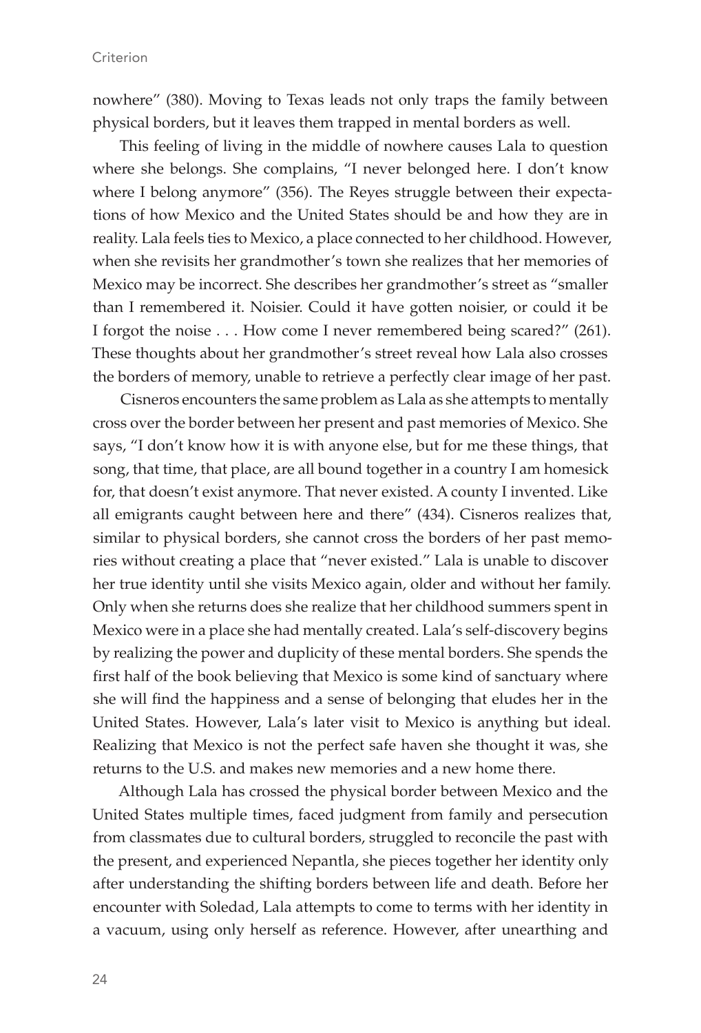nowhere" (380). Moving to Texas leads not only traps the family between physical borders, but it leaves them trapped in mental borders as well.

This feeling of living in the middle of nowhere causes Lala to question where she belongs. She complains, "I never belonged here. I don't know where I belong anymore" (356). The Reyes struggle between their expectations of how Mexico and the United States should be and how they are in reality. Lala feels ties to Mexico, a place connected to her childhood. However, when she revisits her grandmother's town she realizes that her memories of Mexico may be incorrect. She describes her grandmother's street as "smaller than I remembered it. Noisier. Could it have gotten noisier, or could it be I forgot the noise . . . How come I never remembered being scared?" (261). These thoughts about her grandmother's street reveal how Lala also crosses the borders of memory, unable to retrieve a perfectly clear image of her past.

Cisneros encounters the same problem as Lala as she attempts to mentally cross over the border between her present and past memories of Mexico. She says, "I don't know how it is with anyone else, but for me these things, that song, that time, that place, are all bound together in a country I am homesick for, that doesn't exist anymore. That never existed. A county I invented. Like all emigrants caught between here and there" (434). Cisneros realizes that, similar to physical borders, she cannot cross the borders of her past memories without creating a place that "never existed." Lala is unable to discover her true identity until she visits Mexico again, older and without her family. Only when she returns does she realize that her childhood summers spent in Mexico were in a place she had mentally created. Lala's self-discovery begins by realizing the power and duplicity of these mental borders. She spends the first half of the book believing that Mexico is some kind of sanctuary where she will find the happiness and a sense of belonging that eludes her in the United States. However, Lala's later visit to Mexico is anything but ideal. Realizing that Mexico is not the perfect safe haven she thought it was, she returns to the U.S. and makes new memories and a new home there.

Although Lala has crossed the physical border between Mexico and the United States multiple times, faced judgment from family and persecution from classmates due to cultural borders, struggled to reconcile the past with the present, and experienced Nepantla, she pieces together her identity only after understanding the shifting borders between life and death. Before her encounter with Soledad, Lala attempts to come to terms with her identity in a vacuum, using only herself as reference. However, after unearthing and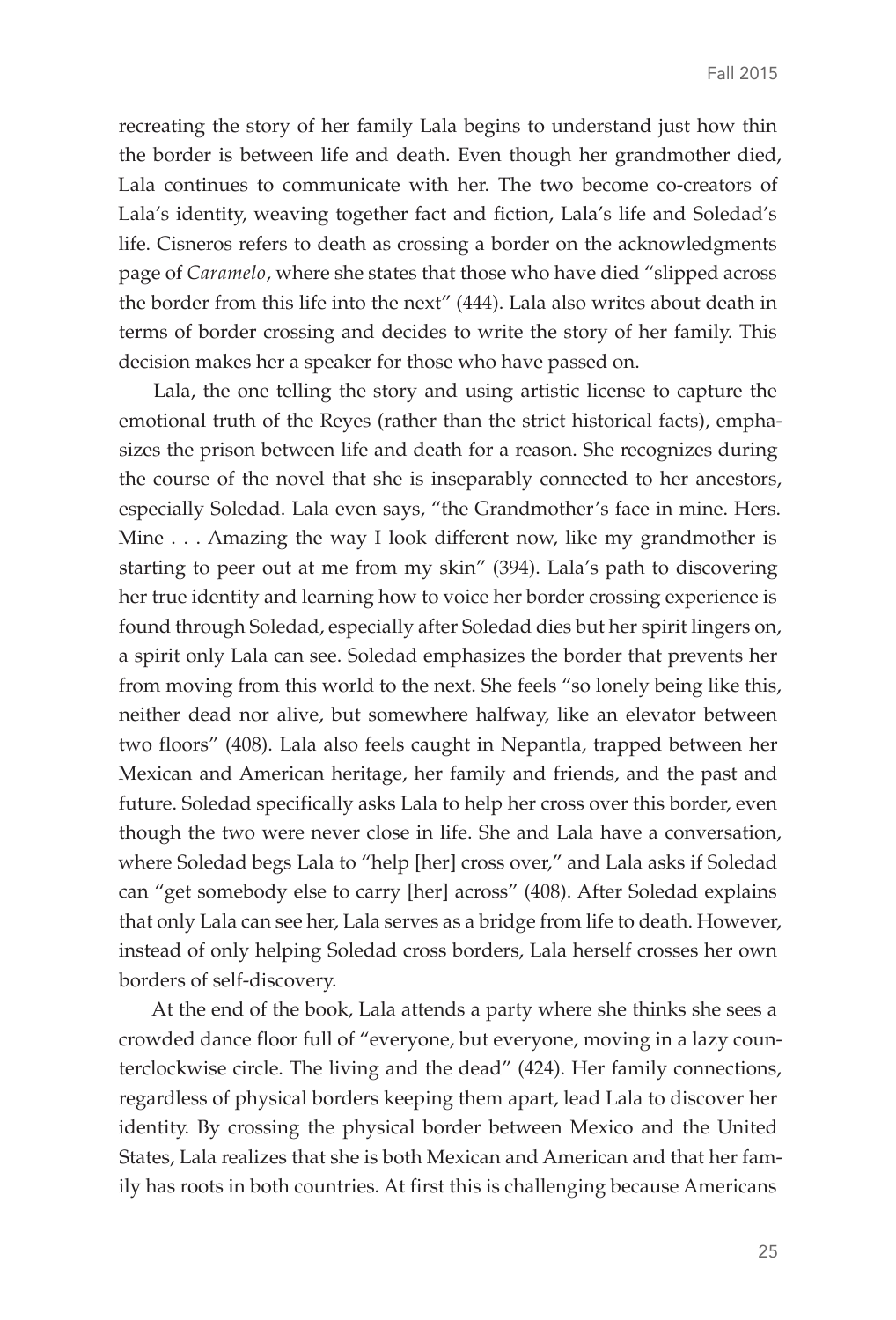recreating the story of her family Lala begins to understand just how thin the border is between life and death. Even though her grandmother died, Lala continues to communicate with her. The two become co-creators of Lala's identity, weaving together fact and fiction, Lala's life and Soledad's life. Cisneros refers to death as crossing a border on the acknowledgments page of *Caramelo*, where she states that those who have died "slipped across the border from this life into the next" (444). Lala also writes about death in terms of border crossing and decides to write the story of her family. This decision makes her a speaker for those who have passed on.

Lala, the one telling the story and using artistic license to capture the emotional truth of the Reyes (rather than the strict historical facts), emphasizes the prison between life and death for a reason. She recognizes during the course of the novel that she is inseparably connected to her ancestors, especially Soledad. Lala even says, "the Grandmother's face in mine. Hers. Mine . . . Amazing the way I look different now, like my grandmother is starting to peer out at me from my skin" (394). Lala's path to discovering her true identity and learning how to voice her border crossing experience is found through Soledad, especially after Soledad dies but her spirit lingers on, a spirit only Lala can see. Soledad emphasizes the border that prevents her from moving from this world to the next. She feels "so lonely being like this, neither dead nor alive, but somewhere halfway, like an elevator between two floors" (408). Lala also feels caught in Nepantla, trapped between her Mexican and American heritage, her family and friends, and the past and future. Soledad specifically asks Lala to help her cross over this border, even though the two were never close in life. She and Lala have a conversation, where Soledad begs Lala to "help [her] cross over," and Lala asks if Soledad can "get somebody else to carry [her] across" (408). After Soledad explains that only Lala can see her, Lala serves as a bridge from life to death. However, instead of only helping Soledad cross borders, Lala herself crosses her own borders of self-discovery.

At the end of the book, Lala attends a party where she thinks she sees a crowded dance floor full of "everyone, but everyone, moving in a lazy counterclockwise circle. The living and the dead" (424). Her family connections, regardless of physical borders keeping them apart, lead Lala to discover her identity. By crossing the physical border between Mexico and the United States, Lala realizes that she is both Mexican and American and that her family has roots in both countries. At first this is challenging because Americans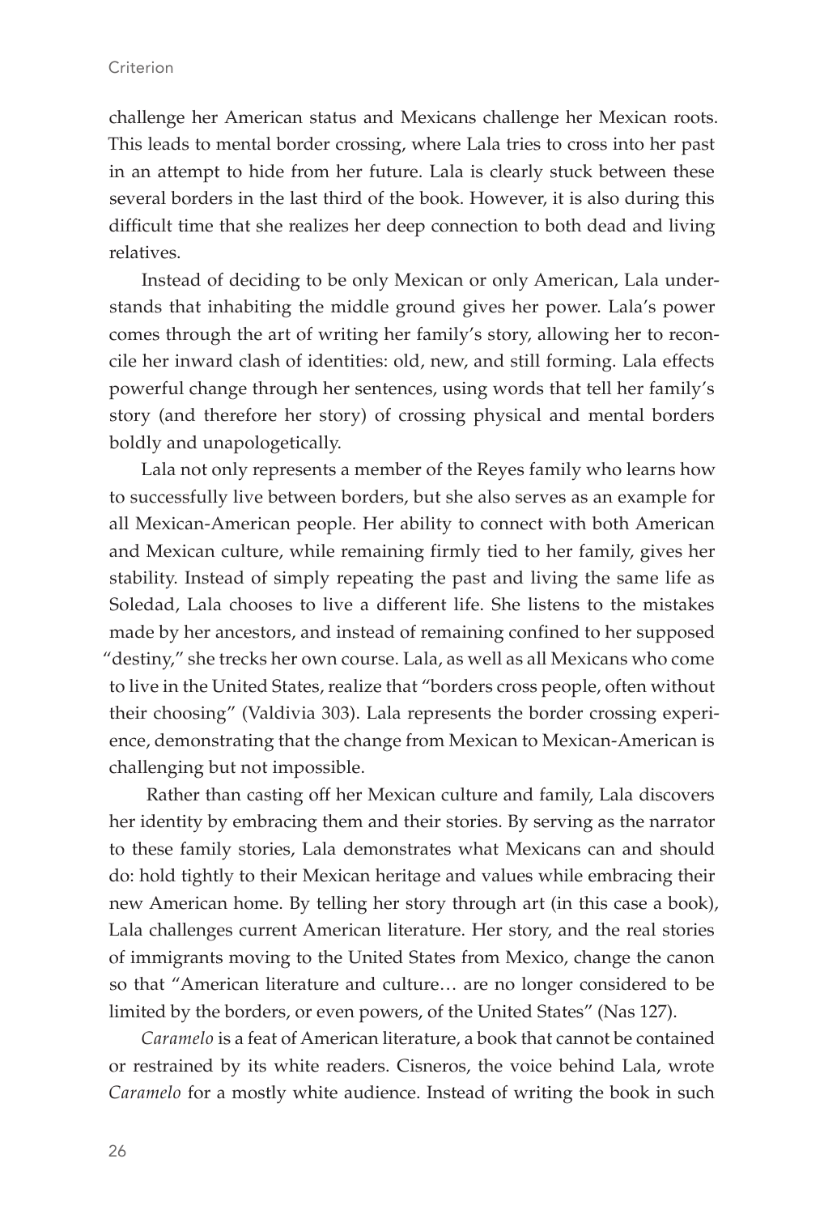challenge her American status and Mexicans challenge her Mexican roots. This leads to mental border crossing, where Lala tries to cross into her past in an attempt to hide from her future. Lala is clearly stuck between these several borders in the last third of the book. However, it is also during this difficult time that she realizes her deep connection to both dead and living relatives.

Instead of deciding to be only Mexican or only American, Lala understands that inhabiting the middle ground gives her power. Lala's power comes through the art of writing her family's story, allowing her to reconcile her inward clash of identities: old, new, and still forming. Lala effects powerful change through her sentences, using words that tell her family's story (and therefore her story) of crossing physical and mental borders boldly and unapologetically.

Lala not only represents a member of the Reyes family who learns how to successfully live between borders, but she also serves as an example for all Mexican-American people. Her ability to connect with both American and Mexican culture, while remaining firmly tied to her family, gives her stability. Instead of simply repeating the past and living the same life as Soledad, Lala chooses to live a different life. She listens to the mistakes made by her ancestors, and instead of remaining confined to her supposed "destiny," she trecks her own course. Lala, as well as all Mexicans who come to live in the United States, realize that "borders cross people, often without their choosing" (Valdivia 303). Lala represents the border crossing experience, demonstrating that the change from Mexican to Mexican-American is challenging but not impossible.

Rather than casting off her Mexican culture and family, Lala discovers her identity by embracing them and their stories. By serving as the narrator to these family stories, Lala demonstrates what Mexicans can and should do: hold tightly to their Mexican heritage and values while embracing their new American home. By telling her story through art (in this case a book), Lala challenges current American literature. Her story, and the real stories of immigrants moving to the United States from Mexico, change the canon so that "American literature and culture… are no longer considered to be limited by the borders, or even powers, of the United States" (Nas 127).

*Caramelo* is a feat of American literature, a book that cannot be contained or restrained by its white readers. Cisneros, the voice behind Lala, wrote *Caramelo* for a mostly white audience. Instead of writing the book in such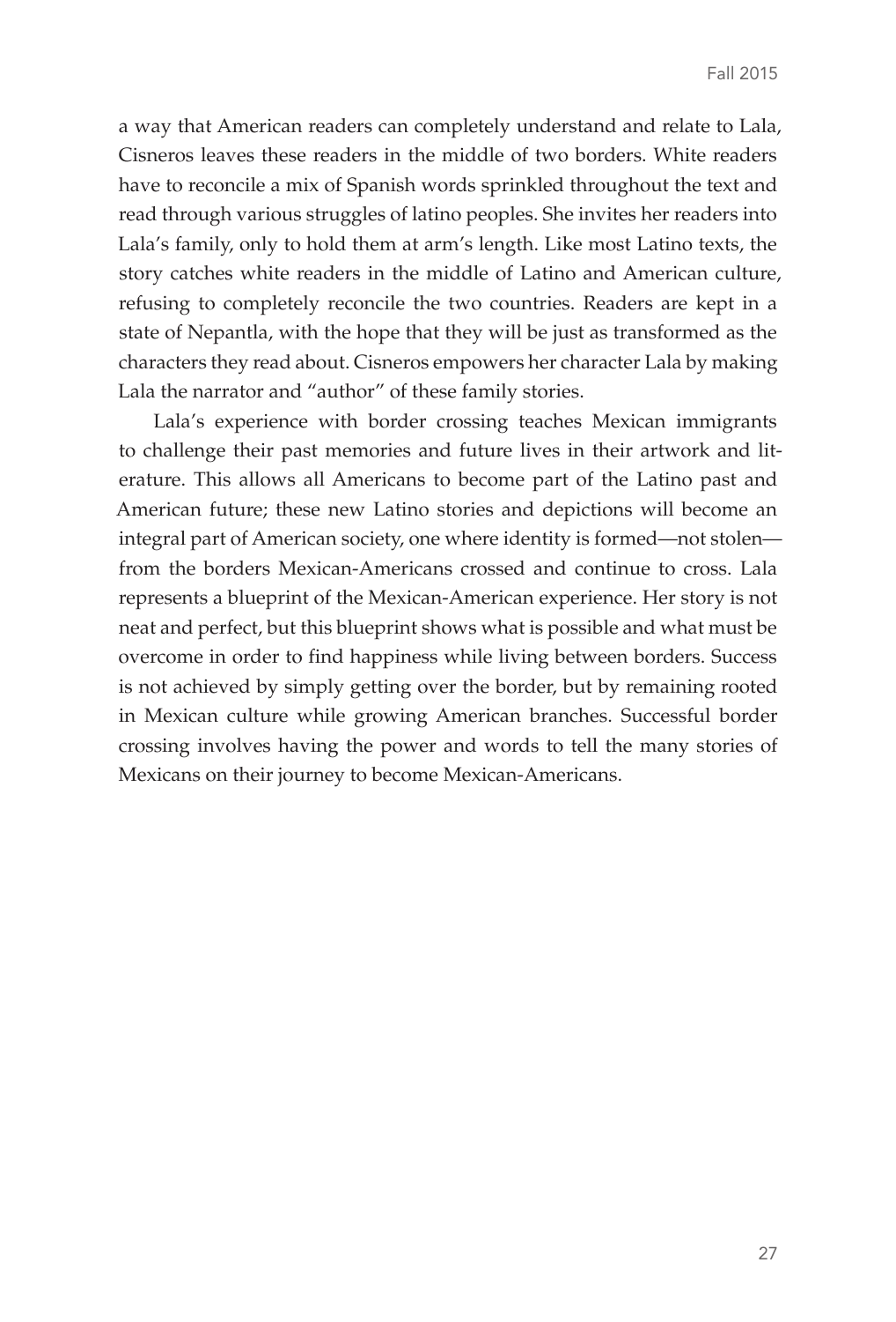a way that American readers can completely understand and relate to Lala, Cisneros leaves these readers in the middle of two borders. White readers have to reconcile a mix of Spanish words sprinkled throughout the text and read through various struggles of latino peoples. She invites her readers into Lala's family, only to hold them at arm's length. Like most Latino texts, the story catches white readers in the middle of Latino and American culture, refusing to completely reconcile the two countries. Readers are kept in a state of Nepantla, with the hope that they will be just as transformed as the characters they read about. Cisneros empowers her character Lala by making Lala the narrator and "author" of these family stories.

Lala's experience with border crossing teaches Mexican immigrants to challenge their past memories and future lives in their artwork and literature. This allows all Americans to become part of the Latino past and American future; these new Latino stories and depictions will become an integral part of American society, one where identity is formed—not stolen—from the borders Mexican-Americans crossed and continue to cross. Lala represents a blueprint of the Mexican-American experience. Her story is not neat and perfect, but this blueprint shows what is possible and what must be overcome in order to find happiness while living between borders. Success is not achieved by simply getting over the border, but by remaining rooted in Mexican culture while growing American branches. Successful border crossing involves having the power and words to tell the many stories of Mexicans on their journey to become Mexican-Americans.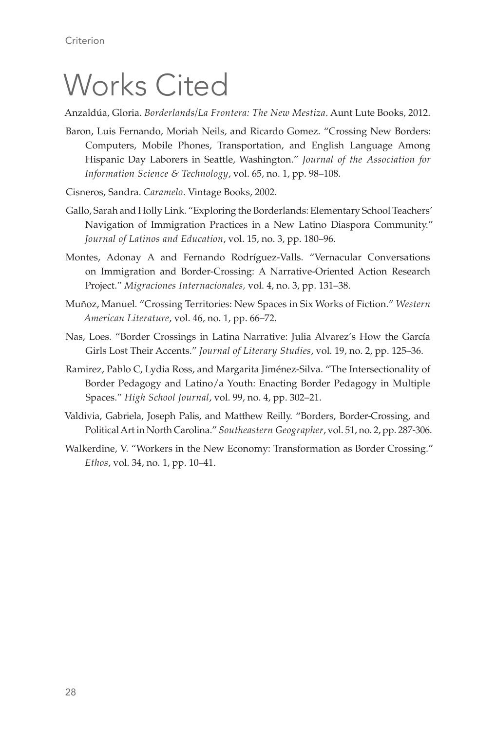# Works Cited

Anzaldúa, Gloria. *Borderlands/La Frontera: The New Mestiza*. Aunt Lute Books, 2012.

Baron, Luis Fernando, Moriah Neils, and Ricardo Gomez. "Crossing New Borders: Computers, Mobile Phones, Transportation, and English Language Among Hispanic Day Laborers in Seattle, Washington." *Journal of the Association for Information Science & Technology*, vol. 65, no. 1, pp. 98–108.

Cisneros, Sandra. *Caramelo*. Vintage Books, 2002.

Gallo, Sarah and Holly Link. "Exploring the Borderlands: Elementary School Teachers' Navigation of Immigration Practices in a New Latino Diaspora Community." *Journal of Latinos and Education*, vol. 15, no. 3, pp. 180–96.

Montes, Adonay A and Fernando Rodríguez-Valls. "Vernacular Conversations on Immigration and Border-Crossing: A Narrative-Oriented Action Research Project." *Migraciones Internacionales,* vol. 4, no. 3, pp. 131–38.

Muñoz, Manuel. "Crossing Territories: New Spaces in Six Works of Fiction." *Western American Literature*, vol. 46, no. 1, pp. 66–72.

Nas, Loes. "Border Crossings in Latina Narrative: Julia Alvarez's How the García Girls Lost Their Accents." *Journal of Literary Studies*, vol. 19, no. 2, pp. 125–36.

Ramirez, Pablo C, Lydia Ross, and Margarita Jiménez-Silva. "The Intersectionality of Border Pedagogy and Latino/a Youth: Enacting Border Pedagogy in Multiple Spaces." *High School Journal*, vol. 99, no. 4, pp. 302–21.

Valdivia, Gabriela, Joseph Palis, and Matthew Reilly. "Borders, Border-Crossing, and Political Art in North Carolina." *Southeastern Geographer*, vol. 51, no. 2, pp. 287-306.

Walkerdine, V. "Workers in the New Economy: Transformation as Border Crossing." *Ethos*, vol. 34, no. 1, pp. 10–41.